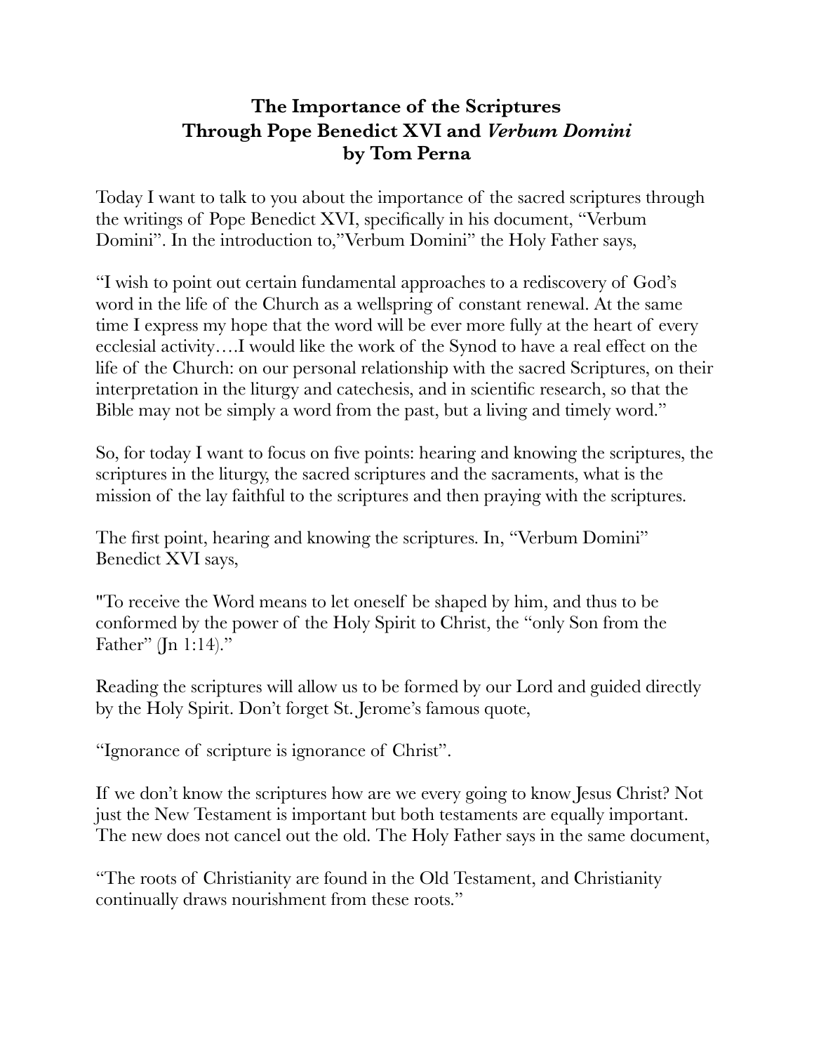# The Importance of the Scriptures Through Pope Benedict XVI and *Verbum Domini* by Tom Perna

Today I want to talk to you about the importance of the sacred scriptures through the writings of Pope Benedict XVI, specifically in his document, “Verbum Domini”. In the introduction to,”Verbum Domini” the Holy Father says,

“I wish to point out certain fundamental approaches to a rediscovery of God’s word in the life of the Church as a wellspring of constant renewal. At the same time I express my hope that the word will be ever more fully at the heart of every ecclesial activity….I would like the work of the Synod to have a real effect on the life of the Church: on our personal relationship with the sacred Scriptures, on their interpretation in the liturgy and catechesis, and in scientific research, so that the Bible may not be simply a word from the past, but a living and timely word.”

So, for today I want to focus on five points: hearing and knowing the scriptures, the scriptures in the liturgy, the sacred scriptures and the sacraments, what is the mission of the lay faithful to the scriptures and then praying with the scriptures.

The first point, hearing and knowing the scriptures. In, “Verbum Domini” Benedict XVI says,

"To receive the Word means to let oneself be shaped by him, and thus to be conformed by the power of the Holy Spirit to Christ, the “only Son from the Father” (Jn 1:14)."

Reading the scriptures will allow us to be formed by our Lord and guided directly by the Holy Spirit. Don’t forget St. Jerome’s famous quote,

“Ignorance of scripture is ignorance of Christ”.

If we don’t know the scriptures how are we every going to know Jesus Christ? Not just the New Testament is important but both testaments are equally important. The new does not cancel out the old. The Holy Father says in the same document,

“The roots of Christianity are found in the Old Testament, and Christianity continually draws nourishment from these roots.”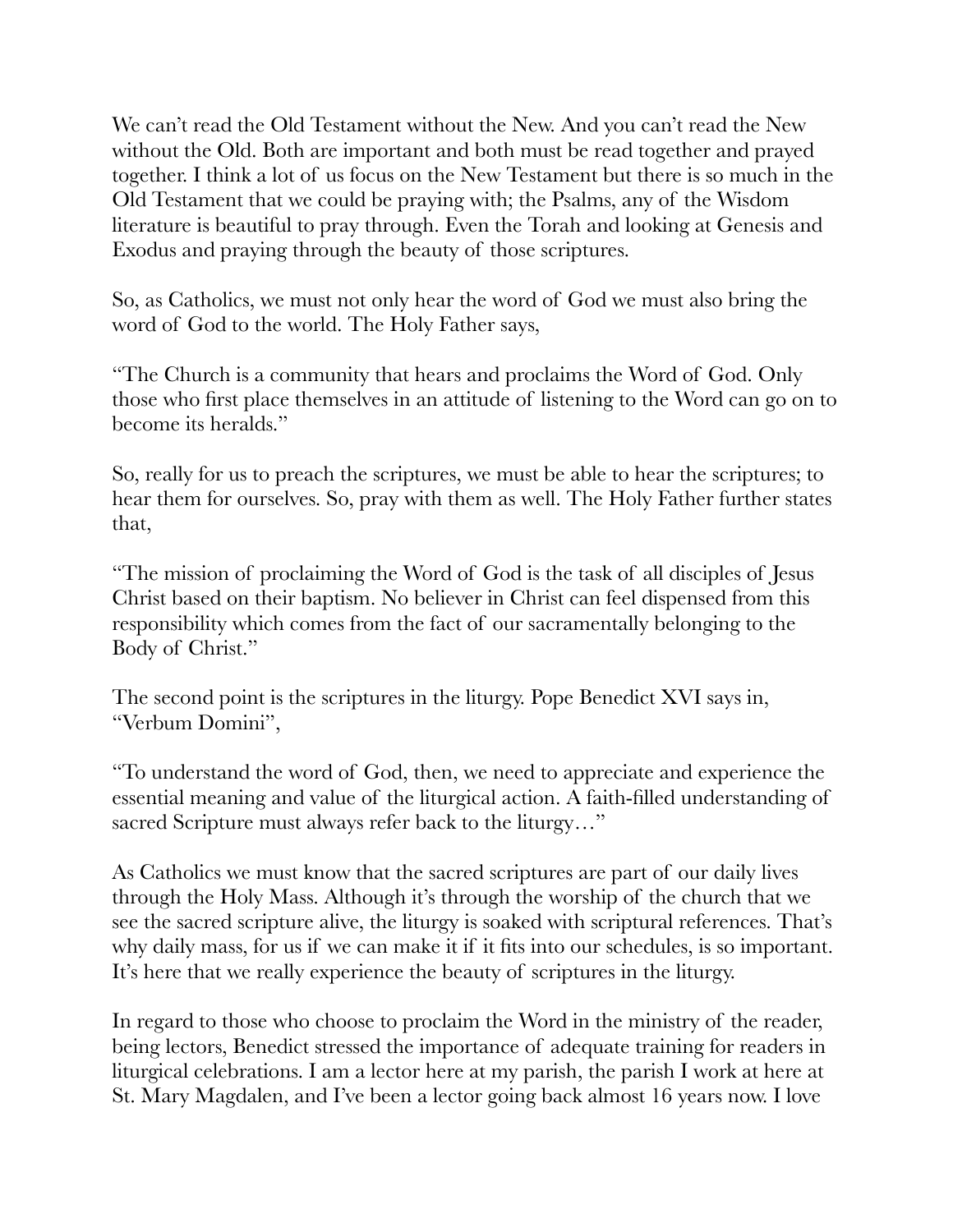We can't read the Old Testament without the New. And you can't read the New without the Old. Both are important and both must be read together and prayed together. I think a lot of us focus on the New Testament but there is so much in the Old Testament that we could be praying with; the Psalms, any of the Wisdom literature is beautiful to pray through. Even the Torah and looking at Genesis and Exodus and praying through the beauty of those scriptures.

So, as Catholics, we must not only hear the word of God we must also bring the word of God to the world. The Holy Father says,

"The Church is a community that hears and proclaims the Word of God. Only those who first place themselves in an attitude of listening to the Word can go on to become its heralds."

So, really for us to preach the scriptures, we must be able to hear the scriptures; to hear them for ourselves. So, pray with them as well. The Holy Father further states that,

"The mission of proclaiming the Word of God is the task of all disciples of Jesus Christ based on their baptism. No believer in Christ can feel dispensed from this responsibility which comes from the fact of our sacramentally belonging to the Body of Christ."

The second point is the scriptures in the liturgy. Pope Benedict XVI says in, "Verbum Domini",

"To understand the word of God, then, we need to appreciate and experience the essential meaning and value of the liturgical action. A faith-filled understanding of sacred Scripture must always refer back to the liturgy…"

As Catholics we must know that the sacred scriptures are part of our daily lives through the Holy Mass. Although it's through the worship of the church that we see the sacred scripture alive, the liturgy is soaked with scriptural references. That's why daily mass, for us if we can make it if it fits into our schedules, is so important. It's here that we really experience the beauty of scriptures in the liturgy.

In regard to those who choose to proclaim the Word in the ministry of the reader, being lectors, Benedict stressed the importance of adequate training for readers in liturgical celebrations. I am a lector here at my parish, the parish I work at here at St. Mary Magdalen, and I've been a lector going back almost 16 years now. I love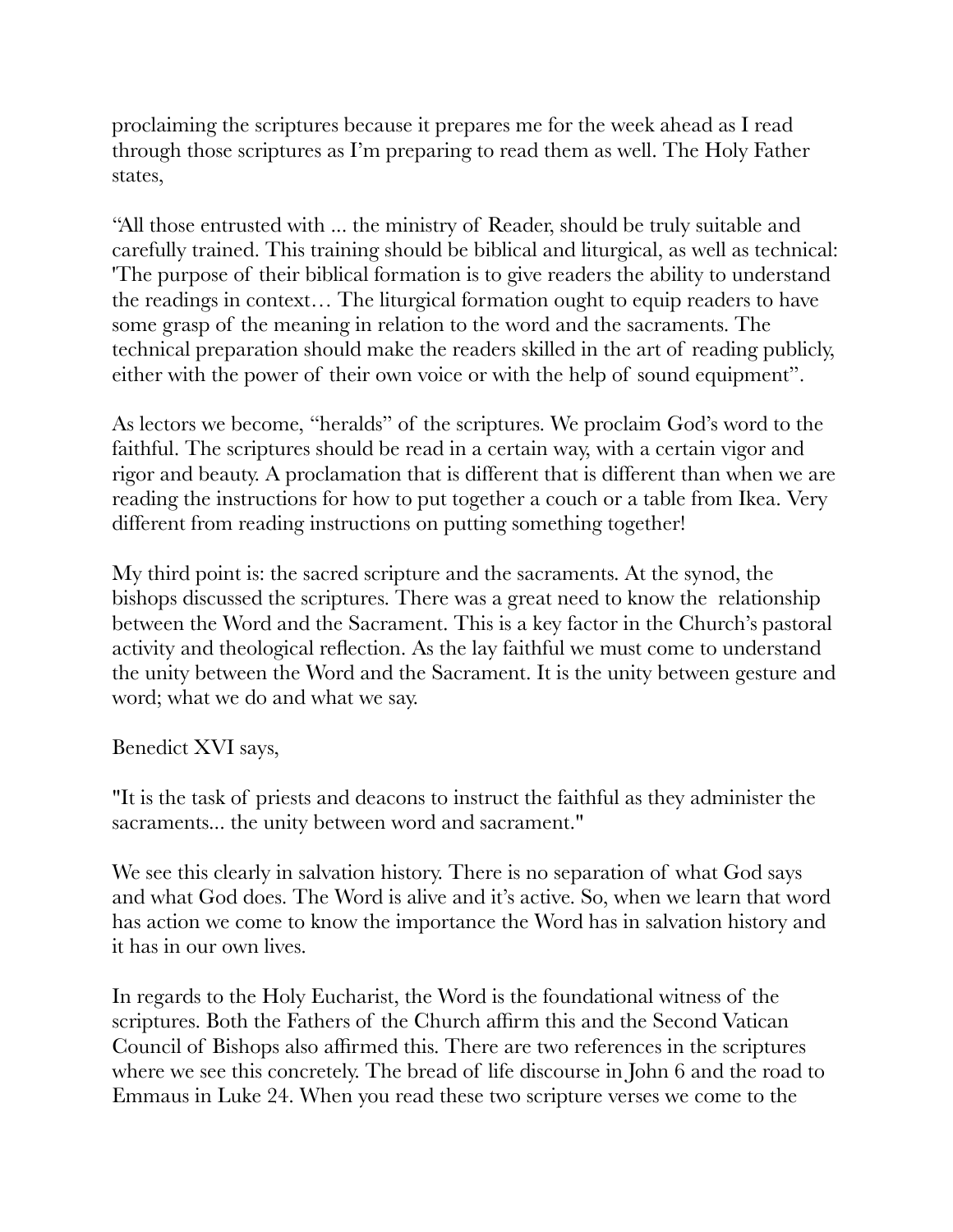proclaiming the scriptures because it prepares me for the week ahead as I read through those scriptures as I'm preparing to read them as well. The Holy Father states,

"All those entrusted with ... the ministry of Reader, should be truly suitable and carefully trained. This training should be biblical and liturgical, as well as technical: 'The purpose of their biblical formation is to give readers the ability to understand the readings in context… The liturgical formation ought to equip readers to have some grasp of the meaning in relation to the word and the sacraments. The technical preparation should make the readers skilled in the art of reading publicly, either with the power of their own voice or with the help of sound equipment".

As lectors we become, "heralds" of the scriptures. We proclaim God's word to the faithful. The scriptures should be read in a certain way, with a certain vigor and rigor and beauty. A proclamation that is different that is different than when we are reading the instructions for how to put together a couch or a table from Ikea. Very different from reading instructions on putting something together!

My third point is: the sacred scripture and the sacraments. At the synod, the bishops discussed the scriptures. There was a great need to know the relationship between the Word and the Sacrament. This is a key factor in the Church's pastoral activity and theological reflection. As the lay faithful we must come to understand the unity between the Word and the Sacrament. It is the unity between gesture and word; what we do and what we say.

Benedict XVI says,

"It is the task of priests and deacons to instruct the faithful as they administer the sacraments... the unity between word and sacrament."

We see this clearly in salvation history. There is no separation of what God says and what God does. The Word is alive and it's active. So, when we learn that word has action we come to know the importance the Word has in salvation history and it has in our own lives.

In regards to the Holy Eucharist, the Word is the foundational witness of the scriptures. Both the Fathers of the Church affirm this and the Second Vatican Council of Bishops also affirmed this. There are two references in the scriptures where we see this concretely. The bread of life discourse in John 6 and the road to Emmaus in Luke 24. When you read these two scripture verses we come to the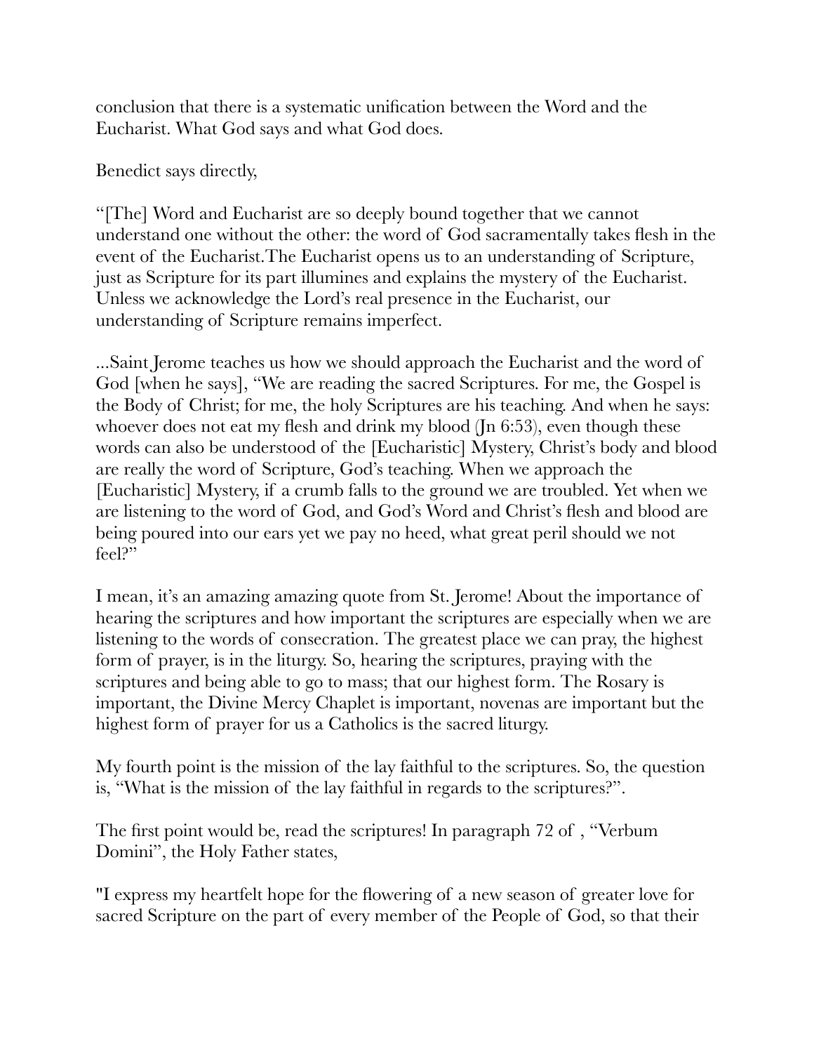conclusion that there is a systematic unification between the Word and the Eucharist. What God says and what God does.

Benedict says directly,

"[The] Word and Eucharist are so deeply bound together that we cannot understand one without the other: the word of God sacramentally takes flesh in the event of the Eucharist.The Eucharist opens us to an understanding of Scripture, just as Scripture for its part illumines and explains the mystery of the Eucharist. Unless we acknowledge the Lord's real presence in the Eucharist, our understanding of Scripture remains imperfect.

...Saint Jerome teaches us how we should approach the Eucharist and the word of God [when he says], "We are reading the sacred Scriptures. For me, the Gospel is the Body of Christ; for me, the holy Scriptures are his teaching. And when he says: whoever does not eat my flesh and drink my blood (Jn 6:53), even though these words can also be understood of the [Eucharistic] Mystery, Christ's body and blood are really the word of Scripture, God's teaching. When we approach the [Eucharistic] Mystery, if a crumb falls to the ground we are troubled. Yet when we are listening to the word of God, and God's Word and Christ's flesh and blood are being poured into our ears yet we pay no heed, what great peril should we not feel?"

I mean, it's an amazing amazing quote from St. Jerome! About the importance of hearing the scriptures and how important the scriptures are especially when we are listening to the words of consecration. The greatest place we can pray, the highest form of prayer, is in the liturgy. So, hearing the scriptures, praying with the scriptures and being able to go to mass; that our highest form. The Rosary is important, the Divine Mercy Chaplet is important, novenas are important but the highest form of prayer for us a Catholics is the sacred liturgy.

My fourth point is the mission of the lay faithful to the scriptures. So, the question is, "What is the mission of the lay faithful in regards to the scriptures?".

The first point would be, read the scriptures! In paragraph 72 of , "Verbum Domini", the Holy Father states,

"I express my heartfelt hope for the flowering of a new season of greater love for sacred Scripture on the part of every member of the People of God, so that their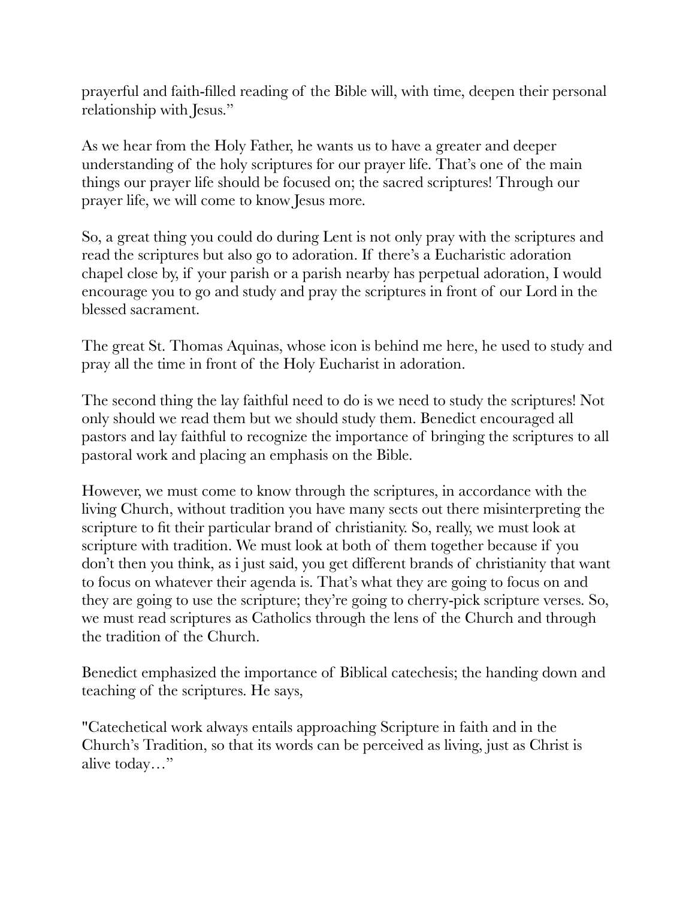prayerful and faith-filled reading of the Bible will, with time, deepen their personal relationship with Jesus."

As we hear from the Holy Father, he wants us to have a greater and deeper understanding of the holy scriptures for our prayer life. That's one of the main things our prayer life should be focused on; the sacred scriptures! Through our prayer life, we will come to know Jesus more.

So, a great thing you could do during Lent is not only pray with the scriptures and read the scriptures but also go to adoration. If there's a Eucharistic adoration chapel close by, if your parish or a parish nearby has perpetual adoration, I would encourage you to go and study and pray the scriptures in front of our Lord in the blessed sacrament.

The great St. Thomas Aquinas, whose icon is behind me here, he used to study and pray all the time in front of the Holy Eucharist in adoration.

The second thing the lay faithful need to do is we need to study the scriptures! Not only should we read them but we should study them. Benedict encouraged all pastors and lay faithful to recognize the importance of bringing the scriptures to all pastoral work and placing an emphasis on the Bible.

However, we must come to know through the scriptures, in accordance with the living Church, without tradition you have many sects out there misinterpreting the scripture to fit their particular brand of christianity. So, really, we must look at scripture with tradition. We must look at both of them together because if you don't then you think, as i just said, you get different brands of christianity that want to focus on whatever their agenda is. That's what they are going to focus on and they are going to use the scripture; they're going to cherry-pick scripture verses. So, we must read scriptures as Catholics through the lens of the Church and through the tradition of the Church.

Benedict emphasized the importance of Biblical catechesis; the handing down and teaching of the scriptures. He says,

"Catechetical work always entails approaching Scripture in faith and in the Church's Tradition, so that its words can be perceived as living, just as Christ is alive today…"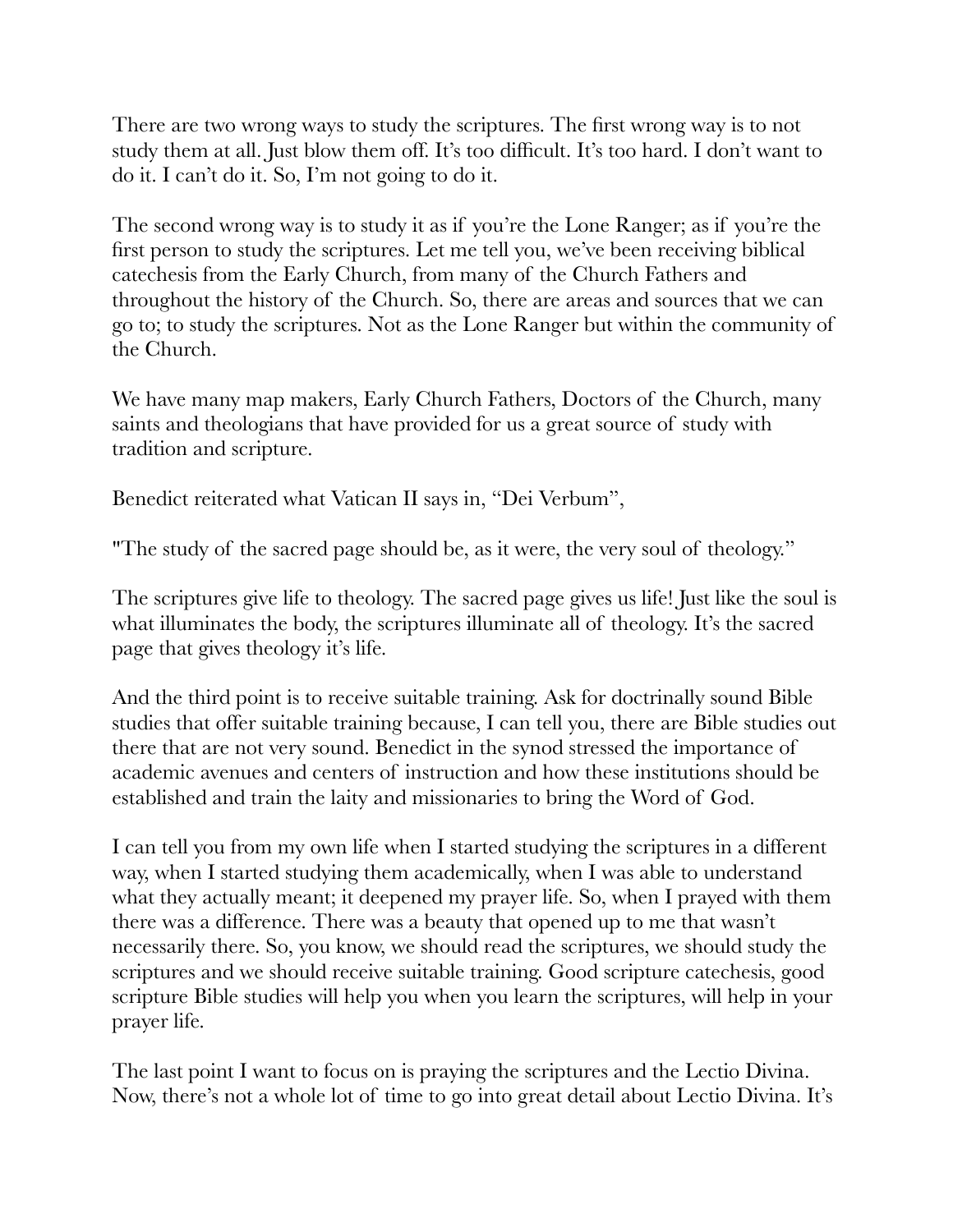There are two wrong ways to study the scriptures. The first wrong way is to not study them at all. Just blow them off. It's too difficult. It's too hard. I don't want to do it. I can't do it. So, I'm not going to do it.

The second wrong way is to study it as if you're the Lone Ranger; as if you're the first person to study the scriptures. Let me tell you, we've been receiving biblical catechesis from the Early Church, from many of the Church Fathers and throughout the history of the Church. So, there are areas and sources that we can go to; to study the scriptures. Not as the Lone Ranger but within the community of the Church.

We have many map makers, Early Church Fathers, Doctors of the Church, many saints and theologians that have provided for us a great source of study with tradition and scripture.

Benedict reiterated what Vatican II says in, "Dei Verbum",

"The study of the sacred page should be, as it were, the very soul of theology."

The scriptures give life to theology. The sacred page gives us life! Just like the soul is what illuminates the body, the scriptures illuminate all of theology. It's the sacred page that gives theology it's life.

And the third point is to receive suitable training. Ask for doctrinally sound Bible studies that offer suitable training because, I can tell you, there are Bible studies out there that are not very sound. Benedict in the synod stressed the importance of academic avenues and centers of instruction and how these institutions should be established and train the laity and missionaries to bring the Word of God.

I can tell you from my own life when I started studying the scriptures in a different way, when I started studying them academically, when I was able to understand what they actually meant; it deepened my prayer life. So, when I prayed with them there was a difference. There was a beauty that opened up to me that wasn't necessarily there. So, you know, we should read the scriptures, we should study the scriptures and we should receive suitable training. Good scripture catechesis, good scripture Bible studies will help you when you learn the scriptures, will help in your prayer life.

The last point I want to focus on is praying the scriptures and the Lectio Divina. Now, there's not a whole lot of time to go into great detail about Lectio Divina. It's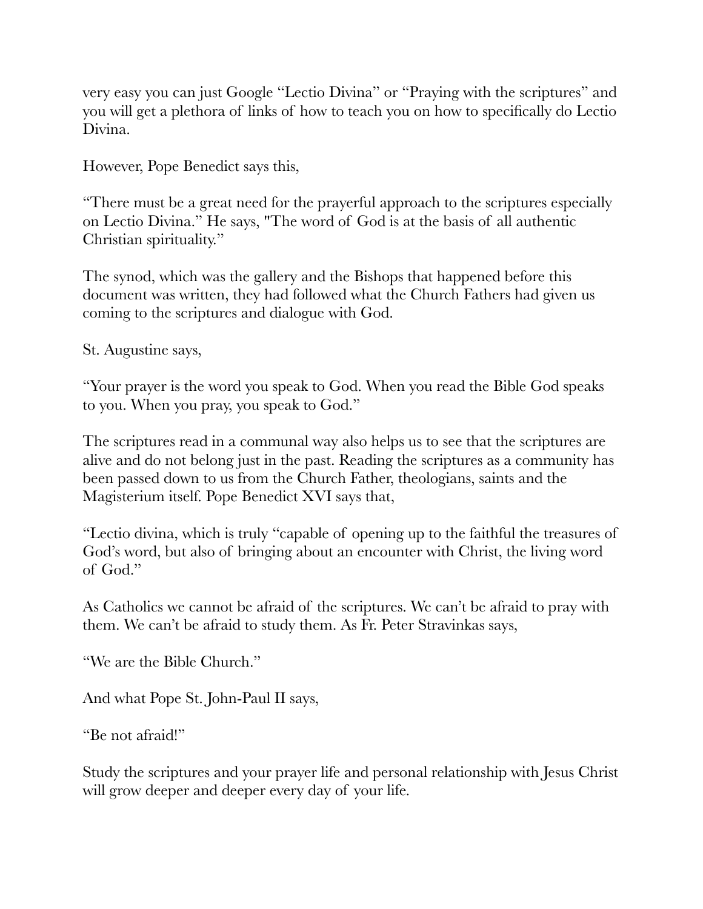very easy you can just Google "Lectio Divina" or "Praying with the scriptures" and you will get a plethora of links of how to teach you on how to specifically do Lectio Divina.

However, Pope Benedict says this,

"There must be a great need for the prayerful approach to the scriptures especially on Lectio Divina." He says, "The word of God is at the basis of all authentic Christian spirituality."

The synod, which was the gallery and the Bishops that happened before this document was written, they had followed what the Church Fathers had given us coming to the scriptures and dialogue with God.

St. Augustine says,

"Your prayer is the word you speak to God. When you read the Bible God speaks to you. When you pray, you speak to God."

The scriptures read in a communal way also helps us to see that the scriptures are alive and do not belong just in the past. Reading the scriptures as a community has been passed down to us from the Church Father, theologians, saints and the Magisterium itself. Pope Benedict XVI says that,

"Lectio divina, which is truly "capable of opening up to the faithful the treasures of God's word, but also of bringing about an encounter with Christ, the living word of God."

As Catholics we cannot be afraid of the scriptures. We can't be afraid to pray with them. We can't be afraid to study them. As Fr. Peter Stravinkas says,

"We are the Bible Church."

And what Pope St. John-Paul II says,

"Be not afraid!"

Study the scriptures and your prayer life and personal relationship with Jesus Christ will grow deeper and deeper every day of your life.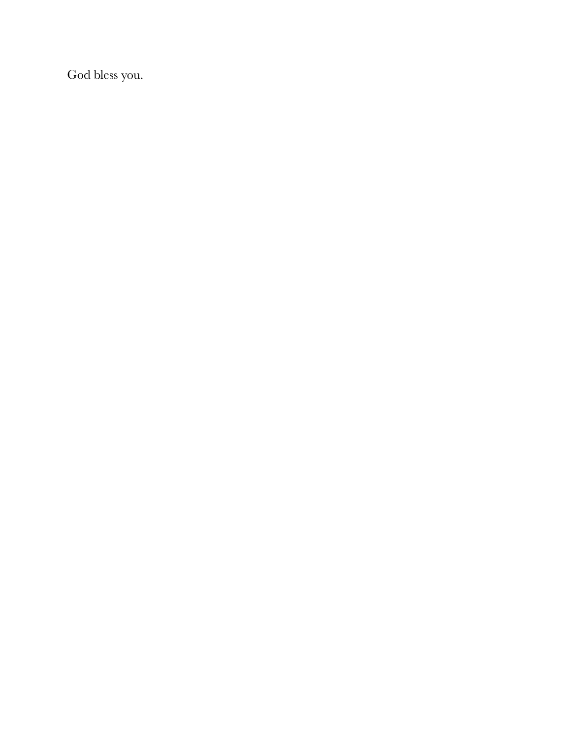God bless you.